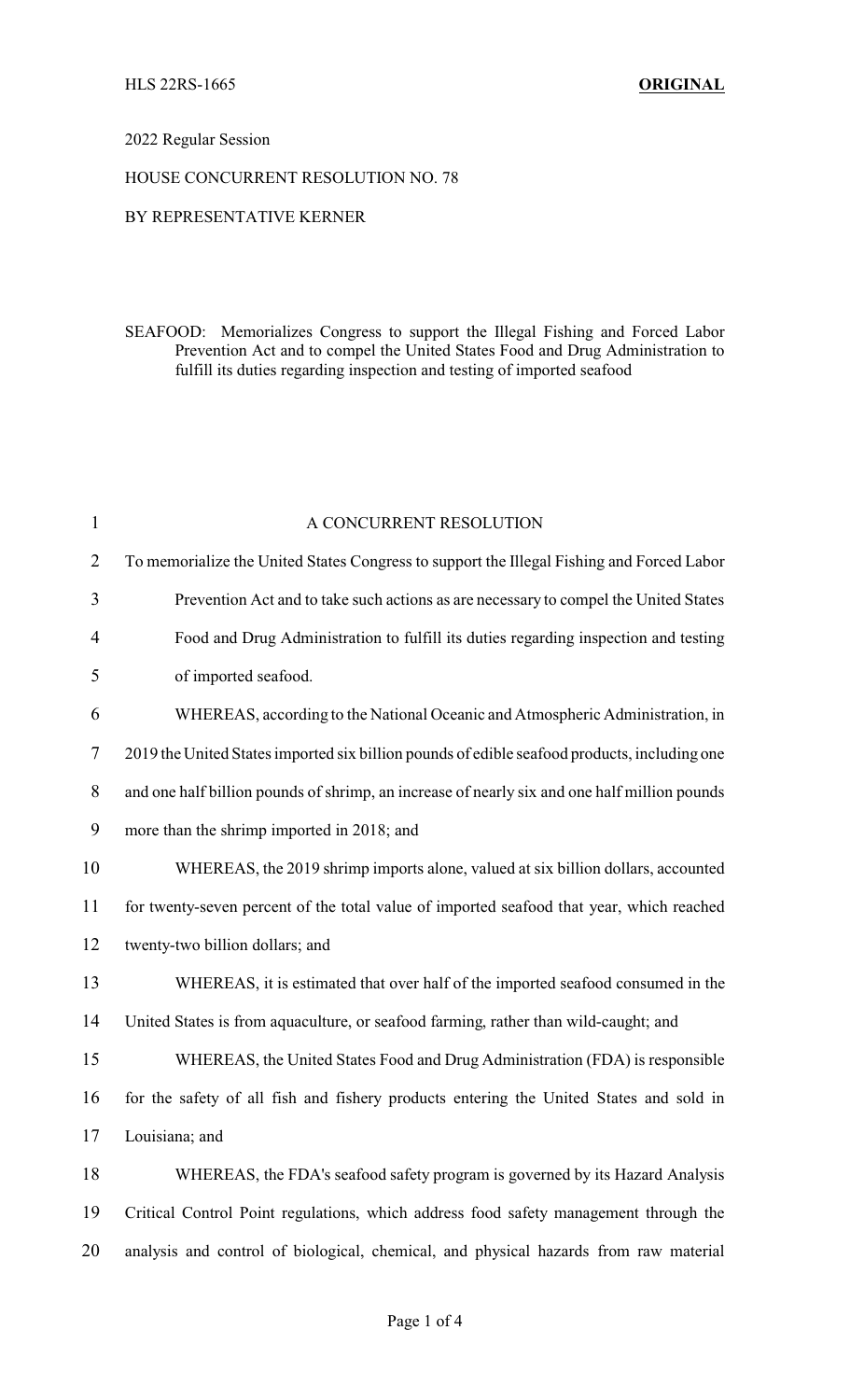HLS 22RS-1665 **ORIGINAL**

2022 Regular Session

HOUSE CONCURRENT RESOLUTION NO. 78

BY REPRESENTATIVE KERNER

SEAFOOD: Memorializes Congress to support the Illegal Fishing and Forced Labor Prevention Act and to compel the United States Food and Drug Administration to fulfill its duties regarding inspection and testing of imported seafood

A CONCURRENT RESOLUTION

To memorialize the United States Congress to support the Illegal Fishing and Forced Labor Prevention Act and to take such actions as are necessary to compel the United States Food and Drug Administration to fulfill its duties regarding inspection and testing of imported seafood.

WHEREAS, according to the National Oceanic and Atmospheric Administration, in 2019 the United States imported six billion pounds of edible seafood products, including one and one half billion pounds of shrimp, an increase of nearly six and one half million pounds more than the shrimp imported in 2018; and

WHEREAS, the 2019 shrimp imports alone, valued at six billion dollars, accounted for twenty-seven percent of the total value of imported seafood that year, which reached twenty-two billion dollars; and

WHEREAS, it is estimated that over half of the imported seafood consumed in the United States is from aquaculture, or seafood farming, rather than wild-caught; and

WHEREAS, the United States Food and Drug Administration (FDA) is responsible for the safety of all fish and fishery products entering the United States and sold in Louisiana; and

WHEREAS, the FDA's seafood safety program is governed by its Hazard Analysis Critical Control Point regulations, which address food safety management through the analysis and control of biological, chemical, and physical hazards from raw material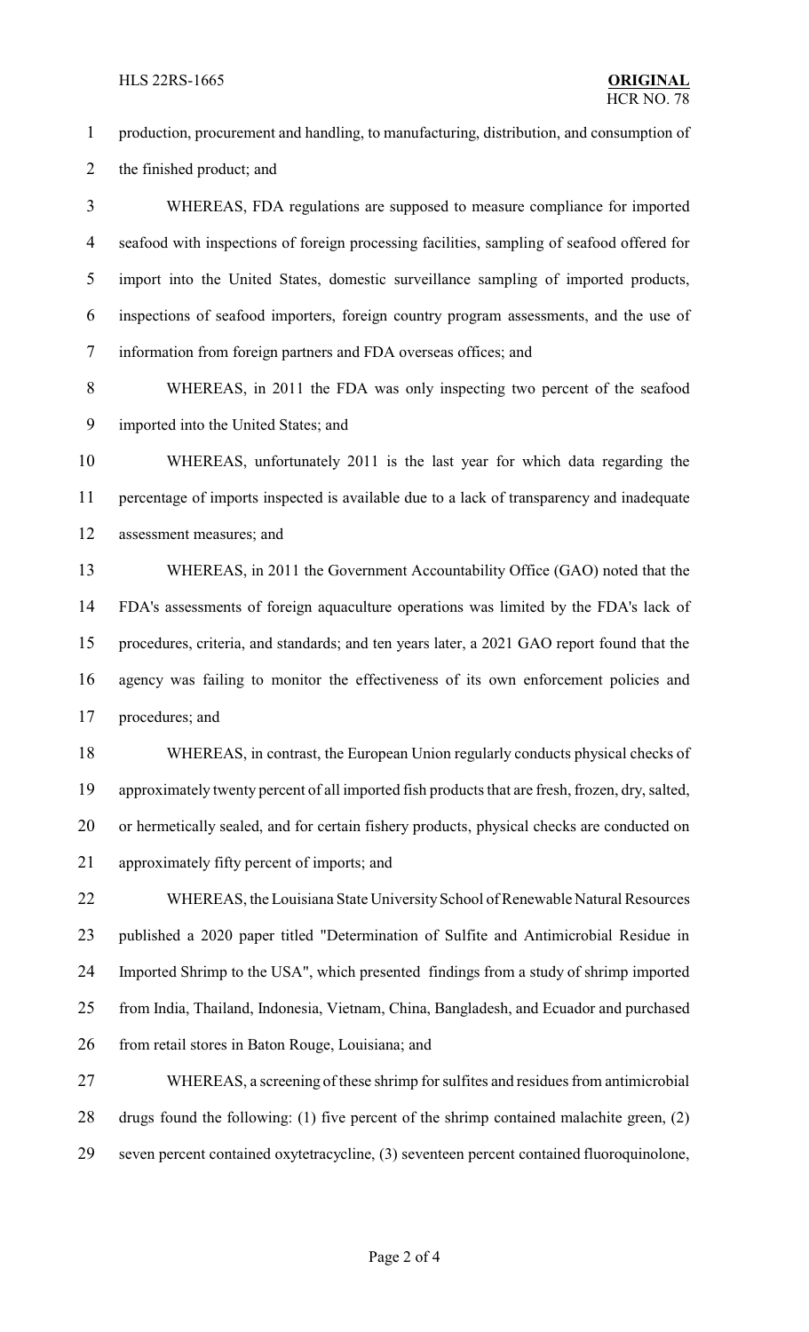production, procurement and handling, to manufacturing, distribution, and consumption of the finished product; and

WHEREAS, FDA regulations are supposed to measure compliance for imported seafood with inspections of foreign processing facilities, sampling of seafood offered for import into the United States, domestic surveillance sampling of imported products, inspections of seafood importers, foreign country program assessments, and the use of information from foreign partners and FDA overseas offices; and

WHEREAS, in 2011 the FDA was only inspecting two percent of the seafood imported into the United States; and

WHEREAS, unfortunately 2011 is the last year for which data regarding the percentage of imports inspected is available due to a lack of transparency and inadequate assessment measures; and

WHEREAS, in 2011 the Government Accountability Office (GAO) noted that the FDA's assessments of foreign aquaculture operations was limited by the FDA's lack of procedures, criteria, and standards; and ten years later, a 2021 GAO report found that the agency was failing to monitor the effectiveness of its own enforcement policies and procedures; and

WHEREAS, in contrast, the European Union regularly conducts physical checks of approximately twenty percent of all imported fish products that are fresh, frozen, dry, salted, or hermetically sealed, and for certain fishery products, physical checks are conducted on approximately fifty percent of imports; and

WHEREAS, the Louisiana State University School of Renewable Natural Resources published a 2020 paper titled "Determination of Sulfite and Antimicrobial Residue in Imported Shrimp to the USA", which presented findings from a study of shrimp imported from India, Thailand, Indonesia, Vietnam, China, Bangladesh, and Ecuador and purchased from retail stores in Baton Rouge, Louisiana; and

WHEREAS, a screening of these shrimp for sulfites and residues from antimicrobial drugs found the following: (1) five percent of the shrimp contained malachite green, (2) seven percent contained oxytetracycline, (3) seventeen percent contained fluoroquinolone,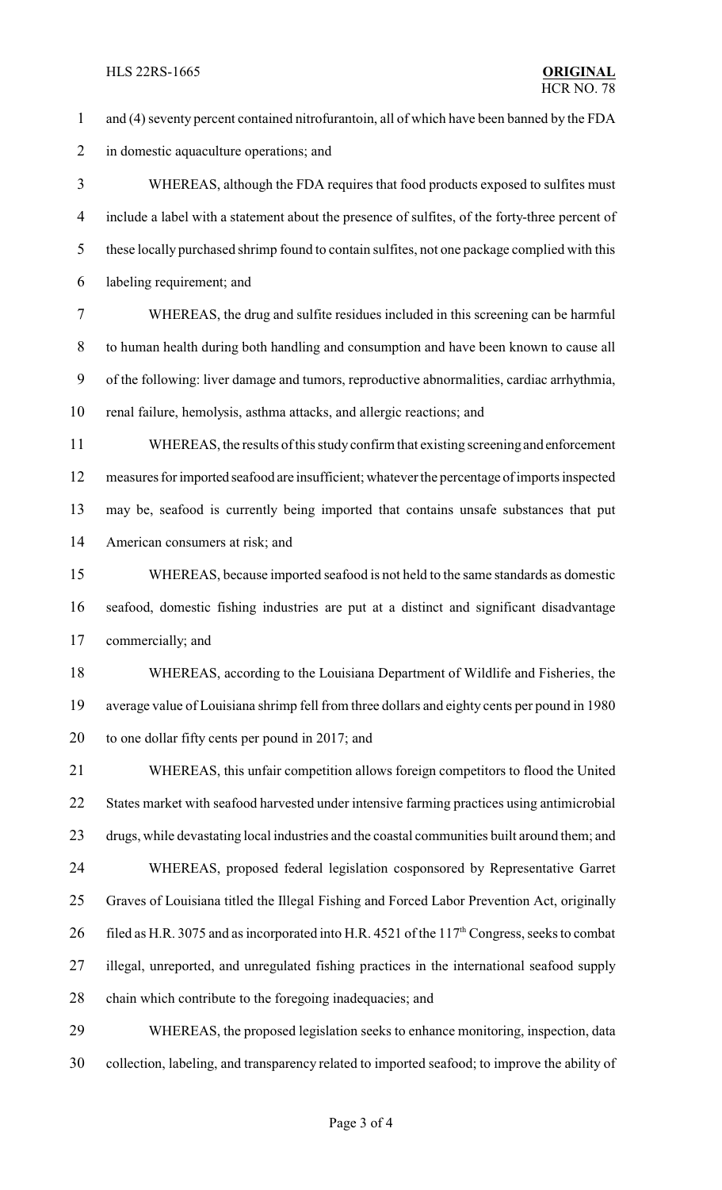and (4) seventy percent contained nitrofurantoin, all of which have been banned by the FDA in domestic aquaculture operations; and

WHEREAS, although the FDA requires that food products exposed to sulfites must include a label with a statement about the presence of sulfites, of the forty-three percent of these locally purchased shrimp found to contain sulfites, not one package complied with this labeling requirement; and

WHEREAS, the drug and sulfite residues included in this screening can be harmful to human health during both handling and consumption and have been known to cause all of the following: liver damage and tumors, reproductive abnormalities, cardiac arrhythmia, renal failure, hemolysis, asthma attacks, and allergic reactions; and

WHEREAS, the results of this study confirm that existing screening and enforcement measures for imported seafood are insufficient; whatever the percentage of imports inspected may be, seafood is currently being imported that contains unsafe substances that put American consumers at risk; and

WHEREAS, because imported seafood is not held to the same standards as domestic seafood, domestic fishing industries are put at a distinct and significant disadvantage commercially; and

WHEREAS, according to the Louisiana Department of Wildlife and Fisheries, the average value of Louisiana shrimp fell from three dollars and eighty cents per pound in 1980 to one dollar fifty cents per pound in 2017; and

WHEREAS, this unfair competition allows foreign competitors to flood the United States market with seafood harvested under intensive farming practices using antimicrobial drugs, while devastating local industries and the coastal communities built around them; and

WHEREAS, proposed federal legislation cosponsored by Representative Garret Graves of Louisiana titled the Illegal Fishing and Forced Labor Prevention Act, originally filed as H.R. 3075 and as incorporated into H.R. 4521 of the 117th Congress, seeks to combat illegal, unreported, and unregulated fishing practices in the international seafood supply chain which contribute to the foregoing inadequacies; and

WHEREAS, the proposed legislation seeks to enhance monitoring, inspection, data collection, labeling, and transparency related to imported seafood; to improve the ability of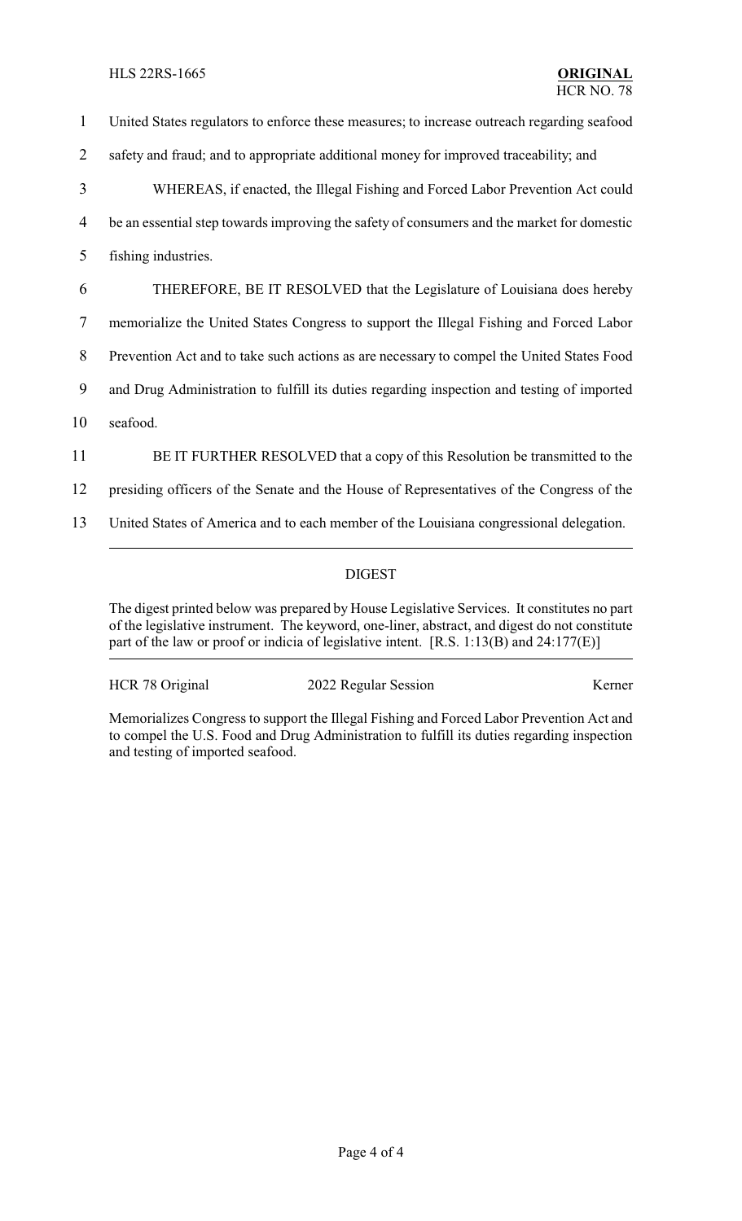United States regulators to enforce these measures; to increase outreach regarding seafood safety and fraud; and to appropriate additional money for improved traceability; and

WHEREAS, if enacted, the Illegal Fishing and Forced Labor Prevention Act could be an essential step towards improving the safety of consumers and the market for domestic fishing industries.

THEREFORE, BE IT RESOLVED that the Legislature of Louisiana does hereby memorialize the United States Congress to support the Illegal Fishing and Forced Labor Prevention Act and to take such actions as are necessary to compel the United States Food and Drug Administration to fulfill its duties regarding inspection and testing of imported seafood.

BE IT FURTHER RESOLVED that a copy of this Resolution be transmitted to the presiding officers of the Senate and the House of Representatives of the Congress of the United States of America and to each member of the Louisiana congressional delegation.

---

## DIGEST

The digest printed below was prepared by House Legislative Services. It constitutes no part of the legislative instrument. The keyword, one-liner, abstract, and digest do not constitute part of the law or proof or indicia of legislative intent. [R.S. 1:13(B) and 24:177(E)]

---

HCR 78 Original — 2022 Regular Session — Kerner

Memorializes Congress to support the Illegal Fishing and Forced Labor Prevention Act and to compel the U.S. Food and Drug Administration to fulfill its duties regarding inspection and testing of imported seafood.